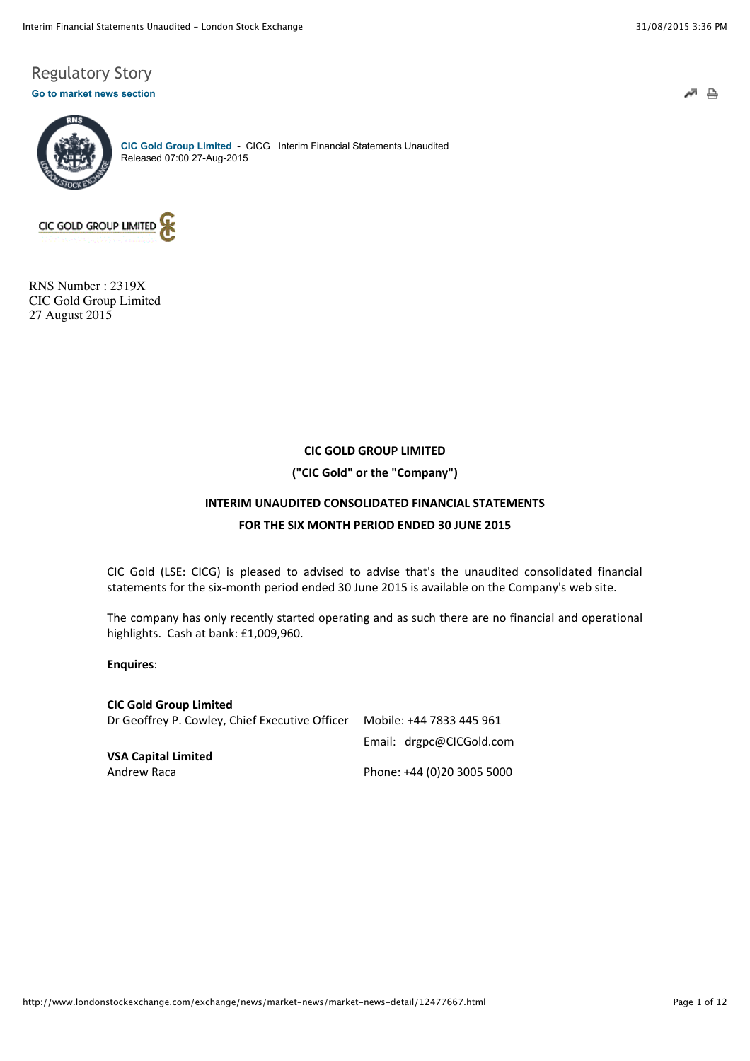Regulatory Story

Go to market news section

CIC Gold Group Limited - CICG Interim Financial Statements Unaudited
Released 07:00 27-Aug-2015

CIC GOLD GROUP LIMITED

RNS Number : 2319X
CIC Gold Group Limited
27 August 2015

**CIC GOLD GROUP LIMITED**

**("CIC Gold" or the "Company")**

**INTERIM UNAUDITED CONSOLIDATED FINANCIAL STATEMENTS**

**FOR THE SIX MONTH PERIOD ENDED 30 JUNE 2015**

CIC Gold (LSE: CICG) is pleased to advised to advise that's the unaudited consolidated financial statements for the six-month period ended 30 June 2015 is available on the Company's web site.

The company has only recently started operating and as such there are no financial and operational highlights. Cash at bank: £1,009,960.

**Enquires**:

| | |
|---|---|
| **CIC Gold Group Limited** | |
| Dr Geoffrey P. Cowley, Chief Executive Officer | Mobile: +44 7833 445 961 |
| | Email: drgpc@CICGold.com |
| **VSA Capital Limited** | |
| Andrew Raca | Phone: +44 (0)20 3005 5000 |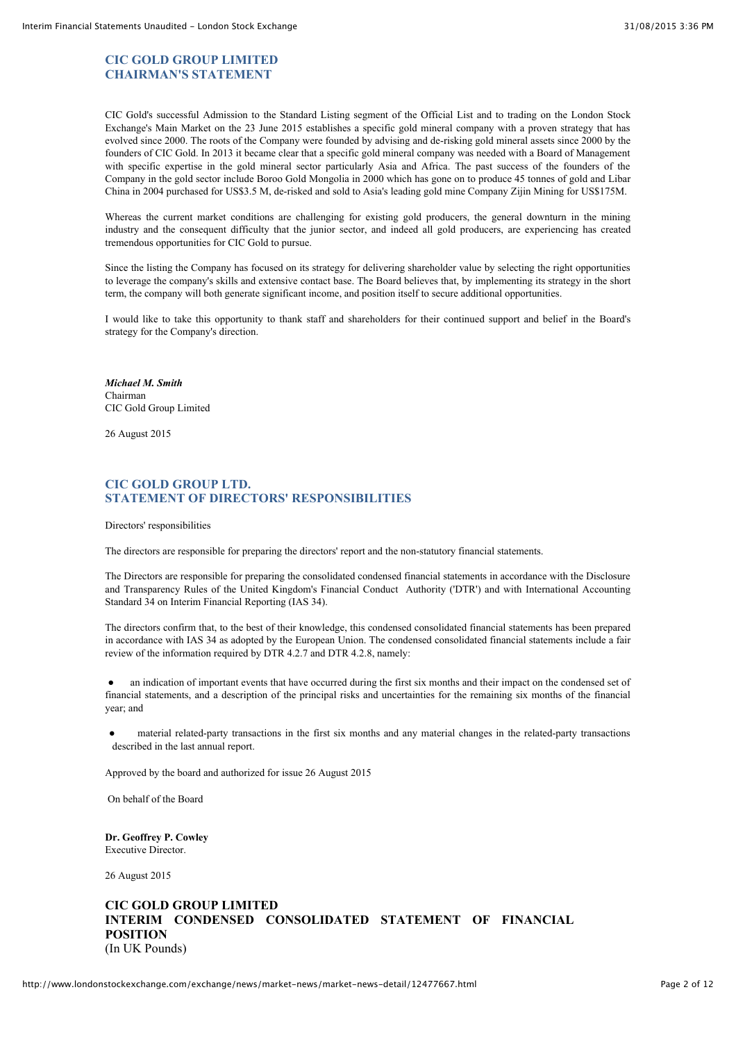## CIC GOLD GROUP LIMITED
## CHAIRMAN'S STATEMENT

CIC Gold's successful Admission to the Standard Listing segment of the Official List and to trading on the London Stock Exchange's Main Market on the 23 June 2015 establishes a specific gold mineral company with a proven strategy that has evolved since 2000. The roots of the Company were founded by advising and de-risking gold mineral assets since 2000 by the founders of CIC Gold. In 2013 it became clear that a specific gold mineral company was needed with a Board of Management with specific expertise in the gold mineral sector particularly Asia and Africa. The past success of the founders of the Company in the gold sector include Boroo Gold Mongolia in 2000 which has gone on to produce 45 tonnes of gold and Libar China in 2004 purchased for US$3.5 M, de-risked and sold to Asia's leading gold mine Company Zijin Mining for US$175M.

Whereas the current market conditions are challenging for existing gold producers, the general downturn in the mining industry and the consequent difficulty that the junior sector, and indeed all gold producers, are experiencing has created tremendous opportunities for CIC Gold to pursue.

Since the listing the Company has focused on its strategy for delivering shareholder value by selecting the right opportunities to leverage the company's skills and extensive contact base. The Board believes that, by implementing its strategy in the short term, the company will both generate significant income, and position itself to secure additional opportunities.

I would like to take this opportunity to thank staff and shareholders for their continued support and belief in the Board's strategy for the Company's direction.

***Michael M. Smith***
Chairman
CIC Gold Group Limited

26 August 2015

## CIC GOLD GROUP LTD.
## STATEMENT OF DIRECTORS' RESPONSIBILITIES

Directors' responsibilities

The directors are responsible for preparing the directors' report and the non-statutory financial statements.

The Directors are responsible for preparing the consolidated condensed financial statements in accordance with the Disclosure and Transparency Rules of the United Kingdom's Financial Conduct Authority ('DTR') and with International Accounting Standard 34 on Interim Financial Reporting (IAS 34).

The directors confirm that, to the best of their knowledge, this condensed consolidated financial statements has been prepared in accordance with IAS 34 as adopted by the European Union. The condensed consolidated financial statements include a fair review of the information required by DTR 4.2.7 and DTR 4.2.8, namely:

- an indication of important events that have occurred during the first six months and their impact on the condensed set of financial statements, and a description of the principal risks and uncertainties for the remaining six months of the financial year; and
- material related-party transactions in the first six months and any material changes in the related-party transactions described in the last annual report.

Approved by the board and authorized for issue 26 August 2015

On behalf of the Board

**Dr. Geoffrey P. Cowley**
Executive Director.

26 August 2015

## CIC GOLD GROUP LIMITED
## INTERIM CONDENSED CONSOLIDATED STATEMENT OF FINANCIAL POSITION
(In UK Pounds)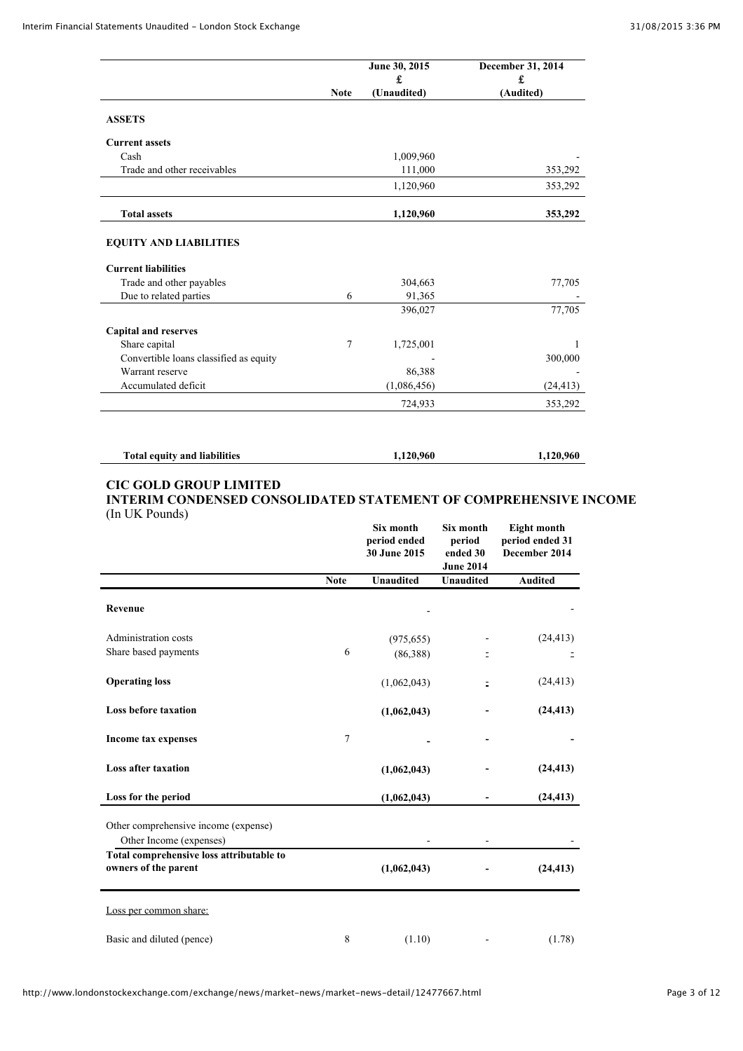| | Note | June 30, 2015 £ (Unaudited) | December 31, 2014 £ (Audited) |
|---|---|---|---|
| **ASSETS** | | | |
| **Current assets** | | | |
| Cash | | 1,009,960 | - |
| Trade and other receivables | | 111,000 | 353,292 |
| | | 1,120,960 | 353,292 |
| **Total assets** | | **1,120,960** | **353,292** |
| **EQUITY AND LIABILITIES** | | | |
| **Current liabilities** | | | |
| Trade and other payables | | 304,663 | 77,705 |
| Due to related parties | 6 | 91,365 | - |
| | | 396,027 | 77,705 |
| **Capital and reserves** | | | |
| Share capital | 7 | 1,725,001 | 1 |
| Convertible loans classified as equity | | - | 300,000 |
| Warrant reserve | | 86,388 | - |
| Accumulated deficit | | (1,086,456) | (24,413) |
| | | 724,933 | 353,292 |
| **Total equity and liabilities** | | **1,120,960** | **1,120,960** |

## CIC GOLD GROUP LIMITED

## INTERIM CONDENSED CONSOLIDATED STATEMENT OF COMPREHENSIVE INCOME

(In UK Pounds)

| | Note | Six month period ended 30 June 2015 | Six month period ended 30 June 2014 | Eight month period ended 31 December 2014 |
|---|---|---|---|---|
| | | **Unaudited** | **Unaudited** | **Audited** |
| **Revenue** | | - | | - |
| Administration costs | | (975,655) | - | (24,413) |
| Share based payments | 6 | (86,388) | - | - |
| **Operating loss** | | (1,062,043) | - | (24,413) |
| **Loss before taxation** | | **(1,062,043)** | **-** | **(24,413)** |
| **Income tax expenses** | 7 | **-** | **-** | **-** |
| **Loss after taxation** | | **(1,062,043)** | **-** | **(24,413)** |
| **Loss for the period** | | **(1,062,043)** | **-** | **(24,413)** |
| Other comprehensive income (expense) | | | | |
| Other Income (expenses) | | - | - | - |
| **Total comprehensive loss attributable to owners of the parent** | | **(1,062,043)** | **-** | **(24,413)** |
| Loss per common share: | | | | |
| Basic and diluted (pence) | 8 | (1.10) | - | (1.78) |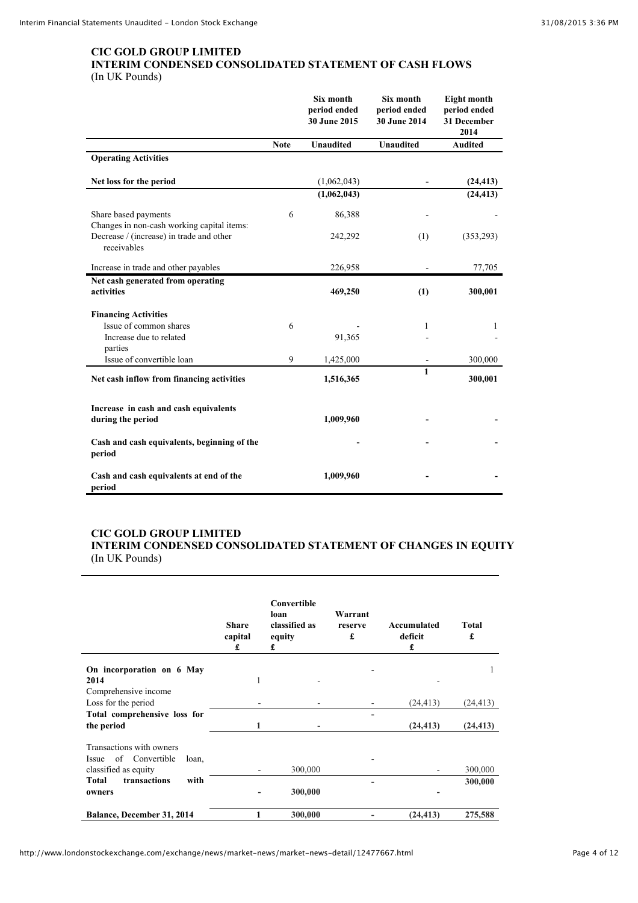## CIC GOLD GROUP LIMITED
## INTERIM CONDENSED CONSOLIDATED STATEMENT OF CASH FLOWS
(In UK Pounds)

| | Note | Six month period ended 30 June 2015 | Six month period ended 30 June 2014 | Eight month period ended 31 December 2014 |
|---|---|---|---|---|
| | | **Unaudited** | **Unaudited** | **Audited** |
| **Operating Activities** | | | | |
| **Net loss for the period** | | (1,062,043) | - | **(24,413)** |
| | | **(1,062,043)** | | **(24,413)** |
| Share based payments | 6 | 86,388 | - | - |
| Changes in non-cash working capital items: | | | | |
| Decrease / (increase) in trade and other receivables | | 242,292 | (1) | (353,293) |
| Increase in trade and other payables | | 226,958 | - | 77,705 |
| **Net cash generated from operating activities** | | **469,250** | **(1)** | **300,001** |
| **Financing Activities** | | | | |
| Issue of common shares | 6 | - | 1 | 1 |
| Increase due to related parties | | 91,365 | - | - |
| Issue of convertible loan | 9 | 1,425,000 | - | 300,000 |
| **Net cash inflow from financing activities** | | **1,516,365** | **1** | **300,001** |
| **Increase in cash and cash equivalents during the period** | | **1,009,960** | **-** | **-** |
| **Cash and cash equivalents, beginning of the period** | | **-** | **-** | **-** |
| **Cash and cash equivalents at end of the period** | | **1,009,960** | **-** | **-** |

## CIC GOLD GROUP LIMITED
## INTERIM CONDENSED CONSOLIDATED STATEMENT OF CHANGES IN EQUITY
(In UK Pounds)

| | Share capital £ | Convertible loan classified as equity £ | Warrant reserve £ | Accumulated deficit £ | Total £ |
|---|---|---|---|---|---|
| **On incorporation on 6 May 2014** | 1 | - | - | - | 1 |
| Comprehensive income | | | | | |
| Loss for the period | - | - | - | (24,413) | (24,413) |
| **Total comprehensive loss for the period** | **1** | **-** | **-** | **(24,413)** | **(24,413)** |
| Transactions with owners | | | | | |
| Issue of Convertible loan, classified as equity | - | 300,000 | - | - | 300,000 |
| **Total transactions with owners** | **-** | **300,000** | **-** | **-** | **300,000** |
| **Balance, December 31, 2014** | **1** | **300,000** | **-** | **(24,413)** | **275,588** |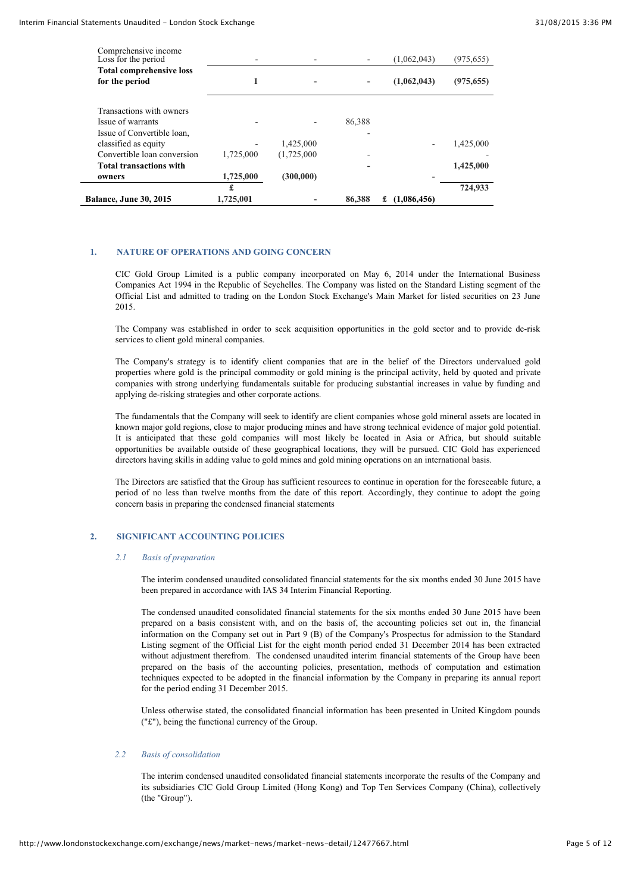| | | | | | |
|---|---|---|---|---|---|
| Comprehensive income<br>Loss for the period | - | - | - | (1,062,043) | (975,655) |
| **Total comprehensive loss for the period** | **1** | **-** | **-** | **(1,062,043)** | **(975,655)** |
| | | | | | |
| Transactions with owners | | | | | |
| Issue of warrants | - | - | 86,388 | | |
| Issue of Convertible loan, classified as equity | - | 1,425,000 | - | - | 1,425,000 |
| Convertible loan conversion | 1,725,000 | (1,725,000 | - | | - |
| **Total transactions with owners** | **1,725,000** | **(300,000)** | **-** | **-** | **1,425,000** |
| | **£** | | | | **724,933** |
| **Balance, June 30, 2015** | **1,725,001** | **-** | **86,388** | **£ (1,086,456)** | |

## 1. NATURE OF OPERATIONS AND GOING CONCERN

CIC Gold Group Limited is a public company incorporated on May 6, 2014 under the International Business Companies Act 1994 in the Republic of Seychelles. The Company was listed on the Standard Listing segment of the Official List and admitted to trading on the London Stock Exchange's Main Market for listed securities on 23 June 2015.

The Company was established in order to seek acquisition opportunities in the gold sector and to provide de-risk services to client gold mineral companies.

The Company's strategy is to identify client companies that are in the belief of the Directors undervalued gold properties where gold is the principal commodity or gold mining is the principal activity, held by quoted and private companies with strong underlying fundamentals suitable for producing substantial increases in value by funding and applying de-risking strategies and other corporate actions.

The fundamentals that the Company will seek to identify are client companies whose gold mineral assets are located in known major gold regions, close to major producing mines and have strong technical evidence of major gold potential. It is anticipated that these gold companies will most likely be located in Asia or Africa, but should suitable opportunities be available outside of these geographical locations, they will be pursued. CIC Gold has experienced directors having skills in adding value to gold mines and gold mining operations on an international basis.

The Directors are satisfied that the Group has sufficient resources to continue in operation for the foreseeable future, a period of no less than twelve months from the date of this report. Accordingly, they continue to adopt the going concern basis in preparing the condensed financial statements

## 2. SIGNIFICANT ACCOUNTING POLICIES

### *2.1 Basis of preparation*

The interim condensed unaudited consolidated financial statements for the six months ended 30 June 2015 have been prepared in accordance with IAS 34 Interim Financial Reporting.

The condensed unaudited consolidated financial statements for the six months ended 30 June 2015 have been prepared on a basis consistent with, and on the basis of, the accounting policies set out in, the financial information on the Company set out in Part 9 (B) of the Company's Prospectus for admission to the Standard Listing segment of the Official List for the eight month period ended 31 December 2014 has been extracted without adjustment therefrom. The condensed unaudited interim financial statements of the Group have been prepared on the basis of the accounting policies, presentation, methods of computation and estimation techniques expected to be adopted in the financial information by the Company in preparing its annual report for the period ending 31 December 2015.

Unless otherwise stated, the consolidated financial information has been presented in United Kingdom pounds ("£"), being the functional currency of the Group.

### *2.2 Basis of consolidation*

The interim condensed unaudited consolidated financial statements incorporate the results of the Company and its subsidiaries CIC Gold Group Limited (Hong Kong) and Top Ten Services Company (China), collectively (the "Group").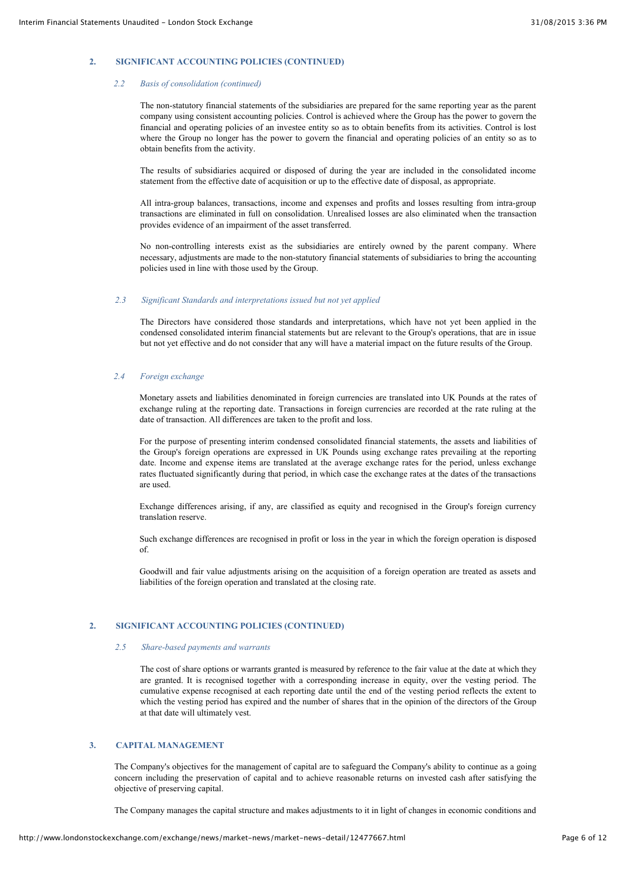## 2. SIGNIFICANT ACCOUNTING POLICIES (CONTINUED)

### *2.2 Basis of consolidation (continued)*

The non-statutory financial statements of the subsidiaries are prepared for the same reporting year as the parent company using consistent accounting policies. Control is achieved where the Group has the power to govern the financial and operating policies of an investee entity so as to obtain benefits from its activities. Control is lost where the Group no longer has the power to govern the financial and operating policies of an entity so as to obtain benefits from the activity.

The results of subsidiaries acquired or disposed of during the year are included in the consolidated income statement from the effective date of acquisition or up to the effective date of disposal, as appropriate.

All intra-group balances, transactions, income and expenses and profits and losses resulting from intra-group transactions are eliminated in full on consolidation. Unrealised losses are also eliminated when the transaction provides evidence of an impairment of the asset transferred.

No non-controlling interests exist as the subsidiaries are entirely owned by the parent company. Where necessary, adjustments are made to the non-statutory financial statements of subsidiaries to bring the accounting policies used in line with those used by the Group.

### *2.3 Significant Standards and interpretations issued but not yet applied*

The Directors have considered those standards and interpretations, which have not yet been applied in the condensed consolidated interim financial statements but are relevant to the Group's operations, that are in issue but not yet effective and do not consider that any will have a material impact on the future results of the Group.

### *2.4 Foreign exchange*

Monetary assets and liabilities denominated in foreign currencies are translated into UK Pounds at the rates of exchange ruling at the reporting date. Transactions in foreign currencies are recorded at the rate ruling at the date of transaction. All differences are taken to the profit and loss.

For the purpose of presenting interim condensed consolidated financial statements, the assets and liabilities of the Group's foreign operations are expressed in UK Pounds using exchange rates prevailing at the reporting date. Income and expense items are translated at the average exchange rates for the period, unless exchange rates fluctuated significantly during that period, in which case the exchange rates at the dates of the transactions are used.

Exchange differences arising, if any, are classified as equity and recognised in the Group's foreign currency translation reserve.

Such exchange differences are recognised in profit or loss in the year in which the foreign operation is disposed of.

Goodwill and fair value adjustments arising on the acquisition of a foreign operation are treated as assets and liabilities of the foreign operation and translated at the closing rate.

## 2. SIGNIFICANT ACCOUNTING POLICIES (CONTINUED)

### *2.5 Share-based payments and warrants*

The cost of share options or warrants granted is measured by reference to the fair value at the date at which they are granted. It is recognised together with a corresponding increase in equity, over the vesting period. The cumulative expense recognised at each reporting date until the end of the vesting period reflects the extent to which the vesting period has expired and the number of shares that in the opinion of the directors of the Group at that date will ultimately vest.

## 3. CAPITAL MANAGEMENT

The Company's objectives for the management of capital are to safeguard the Company's ability to continue as a going concern including the preservation of capital and to achieve reasonable returns on invested cash after satisfying the objective of preserving capital.

The Company manages the capital structure and makes adjustments to it in light of changes in economic conditions and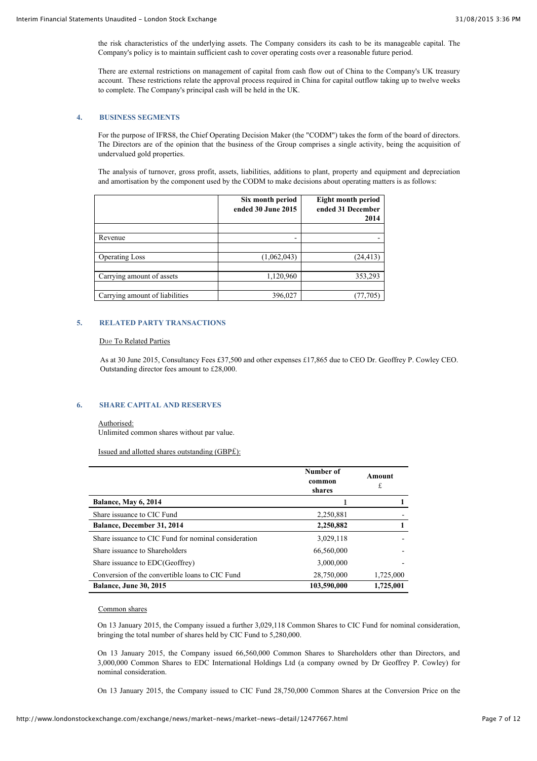the risk characteristics of the underlying assets. The Company considers its cash to be its manageable capital. The Company's policy is to maintain sufficient cash to cover operating costs over a reasonable future period.

There are external restrictions on management of capital from cash flow out of China to the Company's UK treasury account. These restrictions relate the approval process required in China for capital outflow taking up to twelve weeks to complete. The Company's principal cash will be held in the UK.

## 4. BUSINESS SEGMENTS

For the purpose of IFRS8, the Chief Operating Decision Maker (the "CODM") takes the form of the board of directors. The Directors are of the opinion that the business of the Group comprises a single activity, being the acquisition of undervalued gold properties.

The analysis of turnover, gross profit, assets, liabilities, additions to plant, property and equipment and depreciation and amortisation by the component used by the CODM to make decisions about operating matters is as follows:

| | Six month period ended 30 June 2015 | Eight month period ended 31 December 2014 |
|---|---|---|
| Revenue | - | - |
| Operating Loss | (1,062,043) | (24,413) |
| Carrying amount of assets | 1,120,960 | 353,293 |
| Carrying amount of liabilities | 396,027 | (77,705) |

## 5. RELATED PARTY TRANSACTIONS

Due To Related Parties

As at 30 June 2015, Consultancy Fees £37,500 and other expenses £17,865 due to CEO Dr. Geoffrey P. Cowley CEO. Outstanding director fees amount to £28,000.

## 6. SHARE CAPITAL AND RESERVES

Authorised:
Unlimited common shares without par value.

Issued and allotted shares outstanding (GBP£):

| | Number of common shares | Amount £ |
|---|---|---|
| **Balance, May 6, 2014** | 1 | 1 |
| Share issuance to CIC Fund | 2,250,881 | - |
| **Balance, December 31, 2014** | **2,250,882** | **1** |
| Share issuance to CIC Fund for nominal consideration | 3,029,118 | - |
| Share issuance to Shareholders | 66,560,000 | - |
| Share issuance to EDC(Geoffrey) | 3,000,000 | - |
| Conversion of the convertible loans to CIC Fund | 28,750,000 | 1,725,000 |
| **Balance, June 30, 2015** | **103,590,000** | **1,725,001** |

Common shares

On 13 January 2015, the Company issued a further 3,029,118 Common Shares to CIC Fund for nominal consideration, bringing the total number of shares held by CIC Fund to 5,280,000.

On 13 January 2015, the Company issued 66,560,000 Common Shares to Shareholders other than Directors, and 3,000,000 Common Shares to EDC International Holdings Ltd (a company owned by Dr Geoffrey P. Cowley) for nominal consideration.

On 13 January 2015, the Company issued to CIC Fund 28,750,000 Common Shares at the Conversion Price on the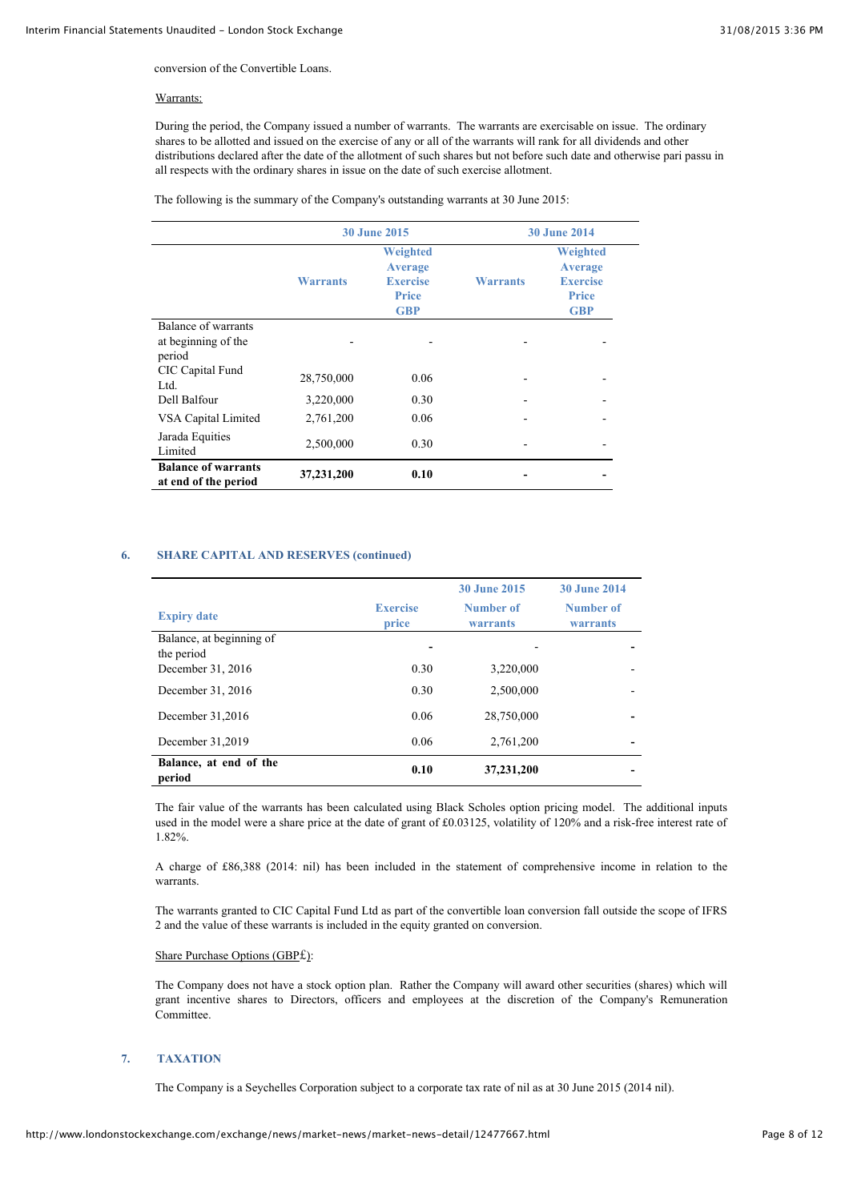conversion of the Convertible Loans.

Warrants:

During the period, the Company issued a number of warrants. The warrants are exercisable on issue. The ordinary shares to be allotted and issued on the exercise of any or all of the warrants will rank for all dividends and other distributions declared after the date of the allotment of such shares but not before such date and otherwise pari passu in all respects with the ordinary shares in issue on the date of such exercise allotment.

The following is the summary of the Company's outstanding warrants at 30 June 2015:

| | 30 June 2015 | | 30 June 2014 | |
|---|---|---|---|---|
| | Warrants | Weighted Average Exercise Price GBP | Warrants | Weighted Average Exercise Price GBP |
| Balance of warrants at beginning of the period | - | - | - | - |
| CIC Capital Fund Ltd. | 28,750,000 | 0.06 | - | - |
| Dell Balfour | 3,220,000 | 0.30 | - | - |
| VSA Capital Limited | 2,761,200 | 0.06 | - | - |
| Jarada Equities Limited | 2,500,000 | 0.30 | - | - |
| **Balance of warrants at end of the period** | **37,231,200** | **0.10** | **-** | **-** |

## 6. SHARE CAPITAL AND RESERVES (continued)

| Expiry date | Exercise price | 30 June 2015 Number of warrants | 30 June 2014 Number of warrants |
|---|---|---|---|
| Balance, at beginning of the period | - | - | - |
| December 31, 2016 | 0.30 | 3,220,000 | - |
| December 31, 2016 | 0.30 | 2,500,000 | - |
| December 31,2016 | 0.06 | 28,750,000 | - |
| December 31,2019 | 0.06 | 2,761,200 | - |
| **Balance, at end of the period** | **0.10** | **37,231,200** | **-** |

The fair value of the warrants has been calculated using Black Scholes option pricing model. The additional inputs used in the model were a share price at the date of grant of £0.03125, volatility of 120% and a risk-free interest rate of 1.82%.

A charge of £86,388 (2014: nil) has been included in the statement of comprehensive income in relation to the warrants.

The warrants granted to CIC Capital Fund Ltd as part of the convertible loan conversion fall outside the scope of IFRS 2 and the value of these warrants is included in the equity granted on conversion.

Share Purchase Options (GBP£):

The Company does not have a stock option plan. Rather the Company will award other securities (shares) which will grant incentive shares to Directors, officers and employees at the discretion of the Company's Remuneration Committee.

## 7. TAXATION

The Company is a Seychelles Corporation subject to a corporate tax rate of nil as at 30 June 2015 (2014 nil).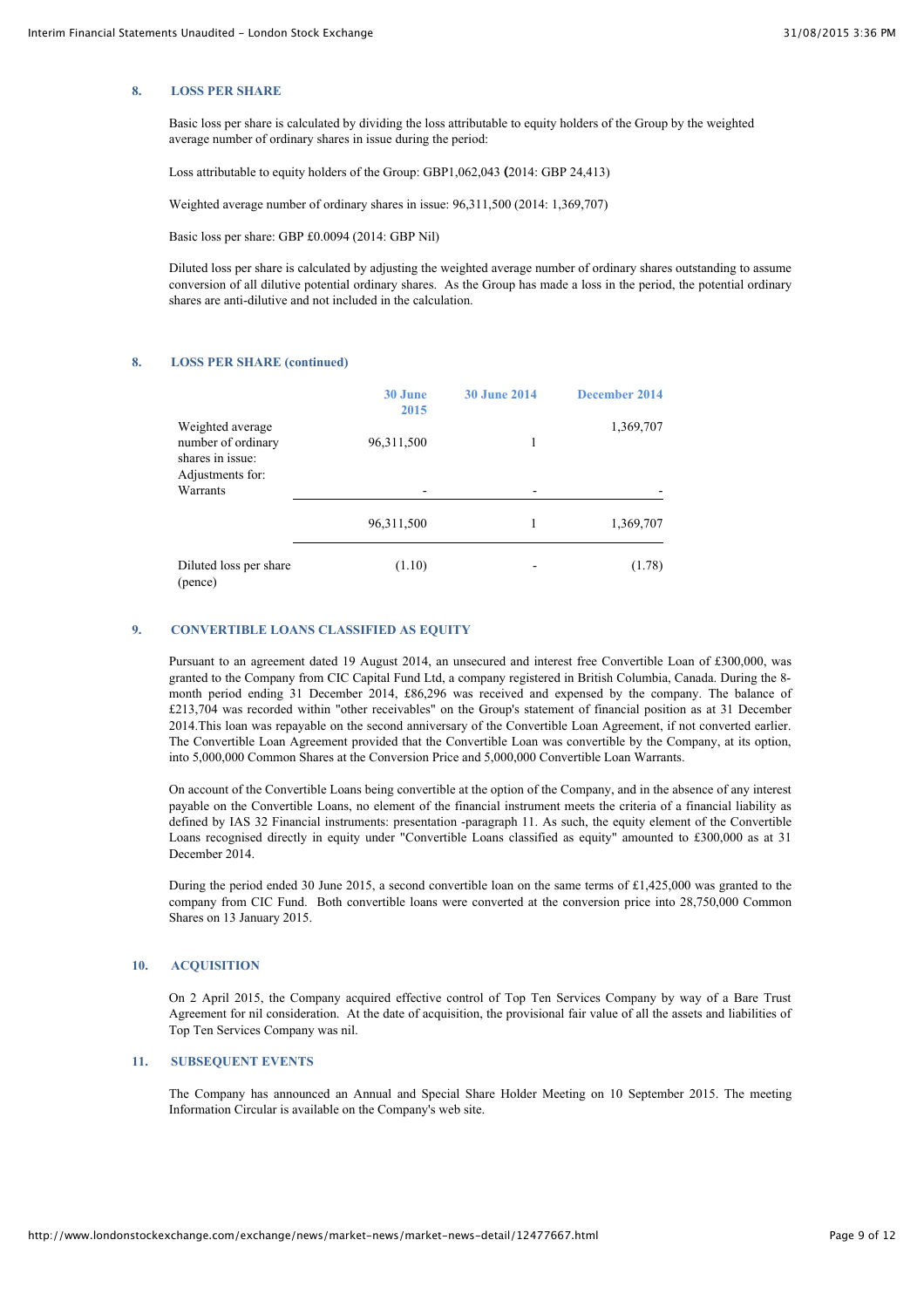## 8. LOSS PER SHARE

Basic loss per share is calculated by dividing the loss attributable to equity holders of the Group by the weighted average number of ordinary shares in issue during the period:

Loss attributable to equity holders of the Group: GBP1,062,043 (2014: GBP 24,413)

Weighted average number of ordinary shares in issue: 96,311,500 (2014: 1,369,707)

Basic loss per share: GBP £0.0094 (2014: GBP Nil)

Diluted loss per share is calculated by adjusting the weighted average number of ordinary shares outstanding to assume conversion of all dilutive potential ordinary shares. As the Group has made a loss in the period, the potential ordinary shares are anti-dilutive and not included in the calculation.

## 8. LOSS PER SHARE (continued)

| | 30 June 2015 | 30 June 2014 | December 2014 |
|---|---|---|---|
| Weighted average number of ordinary shares in issue: | 96,311,500 | 1 | 1,369,707 |
| Adjustments for: Warrants | - | - | - |
| | 96,311,500 | 1 | 1,369,707 |
| Diluted loss per share (pence) | (1.10) | - | (1.78) |

## 9. CONVERTIBLE LOANS CLASSIFIED AS EQUITY

Pursuant to an agreement dated 19 August 2014, an unsecured and interest free Convertible Loan of £300,000, was granted to the Company from CIC Capital Fund Ltd, a company registered in British Columbia, Canada. During the 8-month period ending 31 December 2014, £86,296 was received and expensed by the company. The balance of £213,704 was recorded within "other receivables" on the Group's statement of financial position as at 31 December 2014.This loan was repayable on the second anniversary of the Convertible Loan Agreement, if not converted earlier. The Convertible Loan Agreement provided that the Convertible Loan was convertible by the Company, at its option, into 5,000,000 Common Shares at the Conversion Price and 5,000,000 Convertible Loan Warrants.

On account of the Convertible Loans being convertible at the option of the Company, and in the absence of any interest payable on the Convertible Loans, no element of the financial instrument meets the criteria of a financial liability as defined by IAS 32 Financial instruments: presentation -paragraph 11. As such, the equity element of the Convertible Loans recognised directly in equity under "Convertible Loans classified as equity" amounted to £300,000 as at 31 December 2014.

During the period ended 30 June 2015, a second convertible loan on the same terms of £1,425,000 was granted to the company from CIC Fund. Both convertible loans were converted at the conversion price into 28,750,000 Common Shares on 13 January 2015.

## 10. ACQUISITION

On 2 April 2015, the Company acquired effective control of Top Ten Services Company by way of a Bare Trust Agreement for nil consideration. At the date of acquisition, the provisional fair value of all the assets and liabilities of Top Ten Services Company was nil.

## 11. SUBSEQUENT EVENTS

The Company has announced an Annual and Special Share Holder Meeting on 10 September 2015. The meeting Information Circular is available on the Company's web site.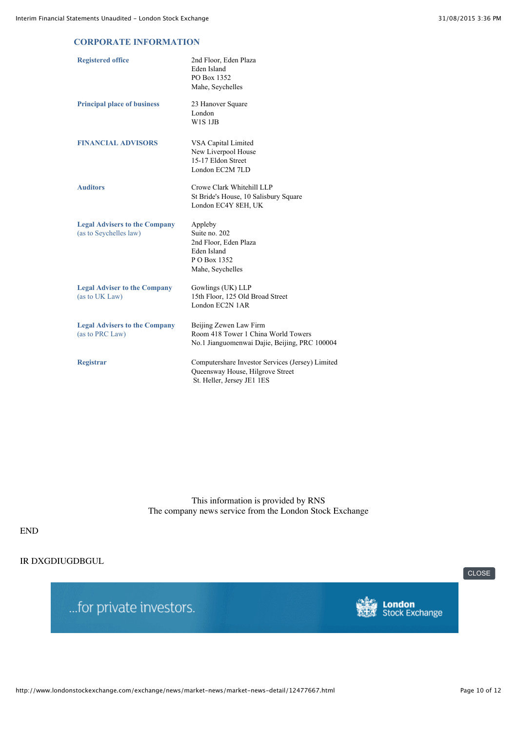## CORPORATE INFORMATION

| | |
|---|---|
| **Registered office** | 2nd Floor, Eden Plaza<br>Eden Island<br>PO Box 1352<br>Mahe, Seychelles |
| **Principal place of business** | 23 Hanover Square<br>London<br>W1S 1JB |
| **FINANCIAL ADVISORS** | VSA Capital Limited<br>New Liverpool House<br>15-17 Eldon Street<br>London EC2M 7LD |
| **Auditors** | Crowe Clark Whitehill LLP<br>St Bride's House, 10 Salisbury Square<br>London EC4Y 8EH, UK |
| **Legal Advisers to the Company** (as to Seychelles law) | Appleby<br>Suite no. 202<br>2nd Floor, Eden Plaza<br>Eden Island<br>P O Box 1352<br>Mahe, Seychelles |
| **Legal Adviser to the Company** (as to UK Law) | Gowlings (UK) LLP<br>15th Floor, 125 Old Broad Street<br>London EC2N 1AR |
| **Legal Advisers to the Company** (as to PRC Law) | Beijing Zewen Law Firm<br>Room 418 Tower 1 China World Towers<br>No.1 Jianguomenwai Dajie, Beijing, PRC 100004 |
| **Registrar** | Computershare Investor Services (Jersey) Limited<br>Queensway House, Hilgrove Street<br>St. Heller, Jersey JE1 1ES |

This information is provided by RNS
The company news service from the London Stock Exchange

END

IR DXGDIUGDBGUL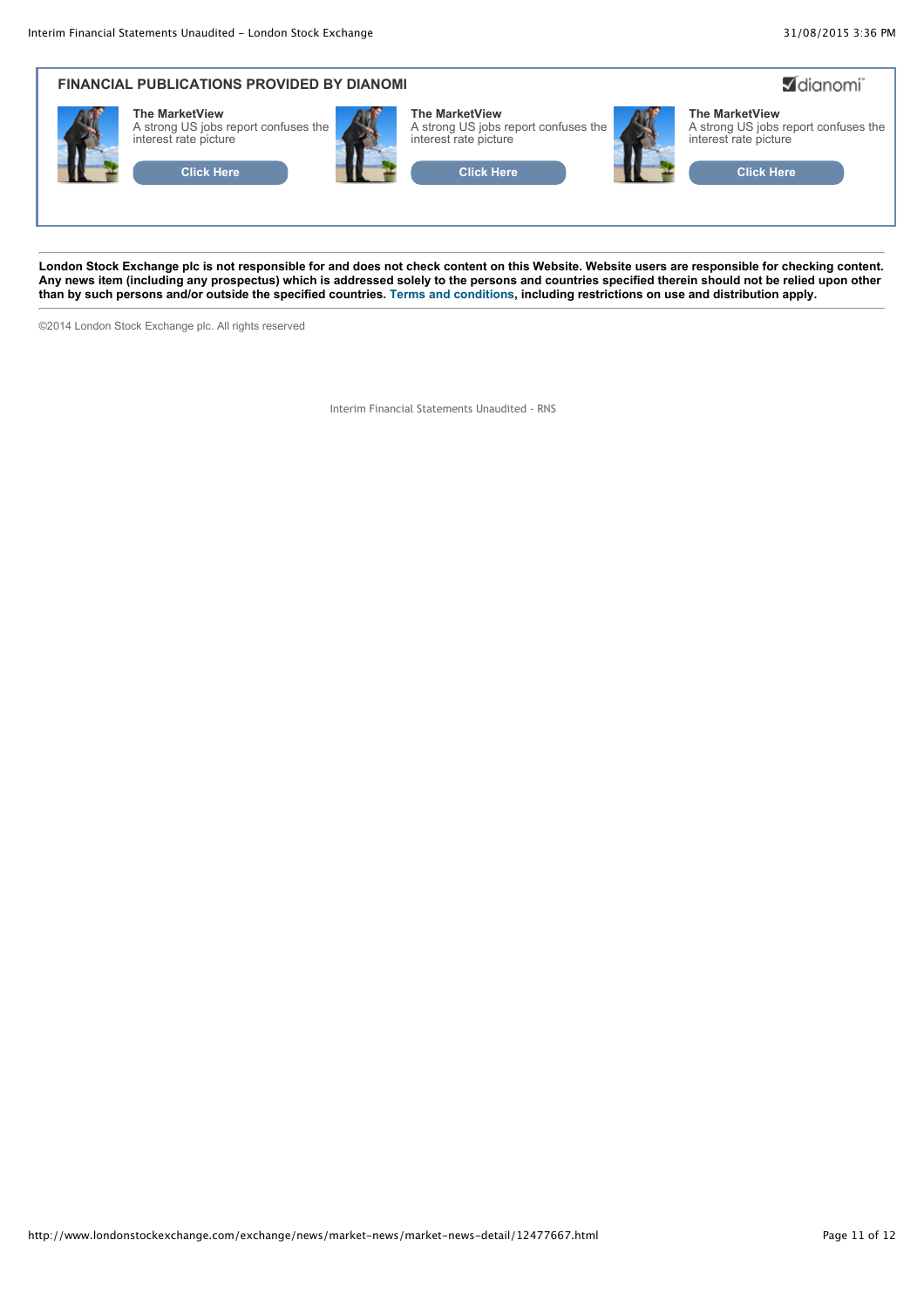**FINANCIAL PUBLICATIONS PROVIDED BY DIANOMI**

dianomi

**The MarketView**
A strong US jobs report confuses the interest rate picture

Click Here

**The MarketView**
A strong US jobs report confuses the interest rate picture

Click Here

**The MarketView**
A strong US jobs report confuses the interest rate picture

Click Here

---

**London Stock Exchange plc is not responsible for and does not check content on this Website. Website users are responsible for checking content. Any news item (including any prospectus) which is addressed solely to the persons and countries specified therein should not be relied upon other than by such persons and/or outside the specified countries. Terms and conditions, including restrictions on use and distribution apply.**

---

©2014 London Stock Exchange plc. All rights reserved

Interim Financial Statements Unaudited - RNS